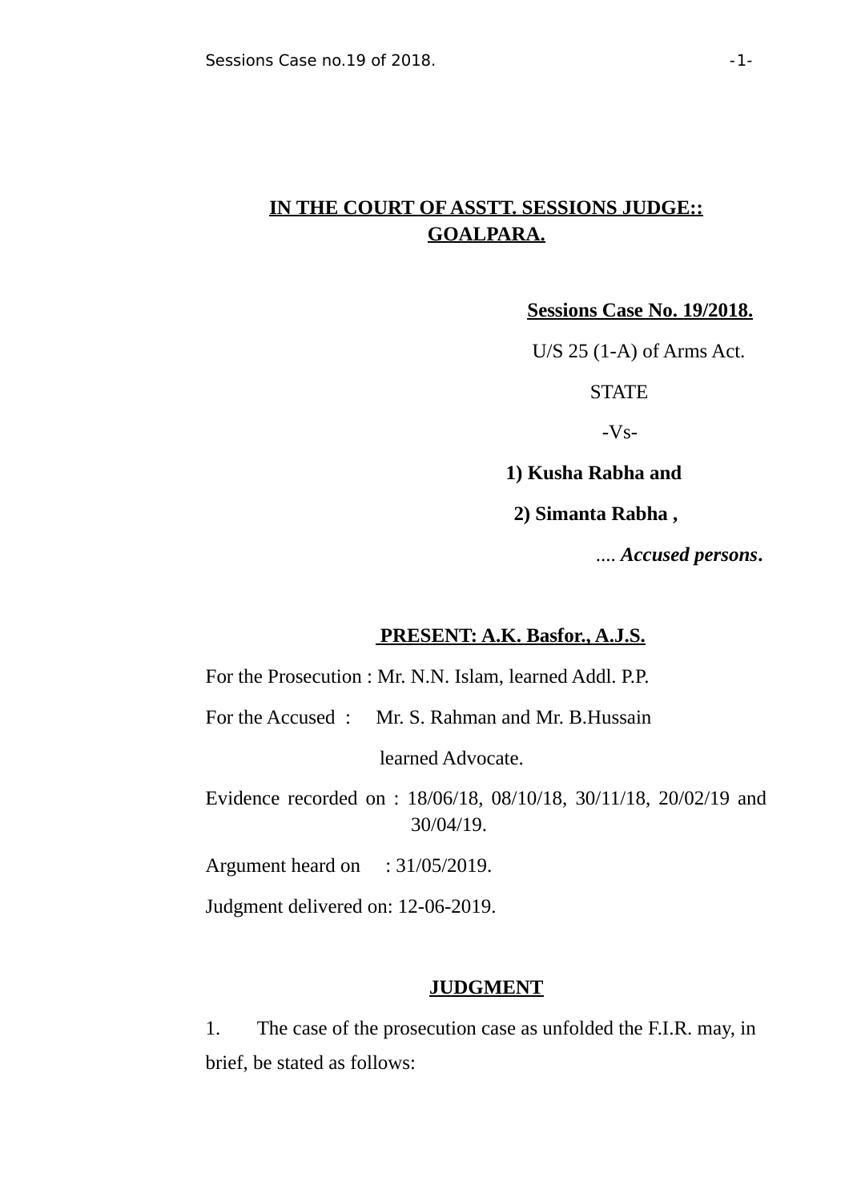## IN THE COURT OF ASSTT. SESSIONS JUDGE:: GOALPARA.

**Sessions Case No. 19/2018.**

U/S 25 (1-A) of Arms Act.

STATE

-Vs-

**1) Kusha Rabha and**

**2) Simanta Rabha ,**

.... ***Accused persons*.**

**PRESENT: A.K. Basfor., A.J.S.**

For the Prosecution : Mr. N.N. Islam, learned Addl. P.P.

For the Accused : Mr. S. Rahman and Mr. B.Hussain learned Advocate.

Evidence recorded on : 18/06/18, 08/10/18, 30/11/18, 20/02/19 and 30/04/19.

Argument heard on : 31/05/2019.

Judgment delivered on: 12-06-2019.

## JUDGMENT

1. The case of the prosecution case as unfolded the F.I.R. may, in brief, be stated as follows: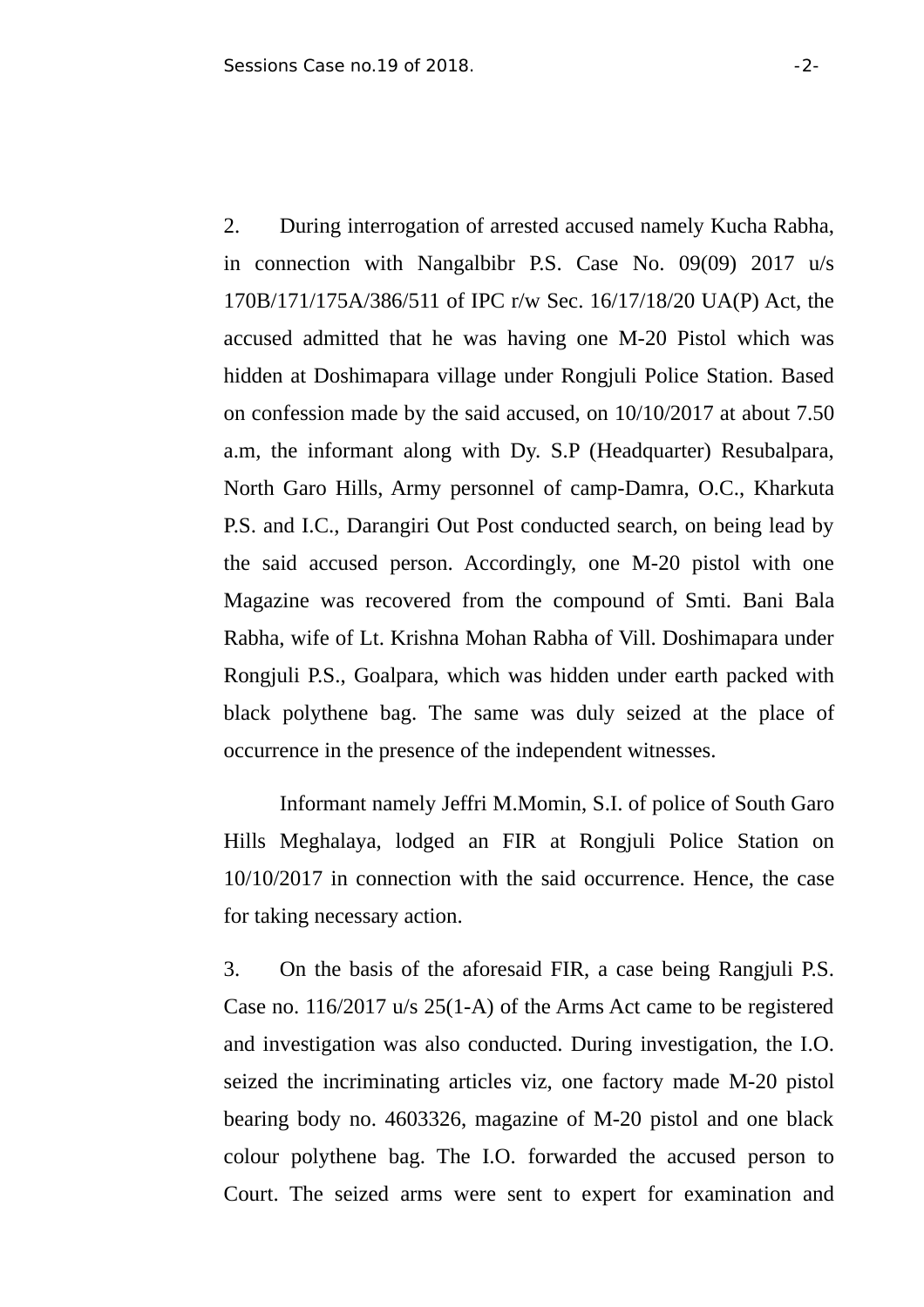2. During interrogation of arrested accused namely Kucha Rabha, in connection with Nangalbibr P.S. Case No. 09(09) 2017 u/s 170B/171/175A/386/511 of IPC r/w Sec. 16/17/18/20 UA(P) Act, the accused admitted that he was having one M-20 Pistol which was hidden at Doshimapara village under Rongjuli Police Station. Based on confession made by the said accused, on 10/10/2017 at about 7.50 a.m, the informant along with Dy. S.P (Headquarter) Resubalpara, North Garo Hills, Army personnel of camp-Damra, O.C., Kharkuta P.S. and I.C., Darangiri Out Post conducted search, on being lead by the said accused person. Accordingly, one M-20 pistol with one Magazine was recovered from the compound of Smti. Bani Bala Rabha, wife of Lt. Krishna Mohan Rabha of Vill. Doshimapara under Rongjuli P.S., Goalpara, which was hidden under earth packed with black polythene bag. The same was duly seized at the place of occurrence in the presence of the independent witnesses.

Informant namely Jeffri M.Momin, S.I. of police of South Garo Hills Meghalaya, lodged an FIR at Rongjuli Police Station on 10/10/2017 in connection with the said occurrence. Hence, the case for taking necessary action.

3. On the basis of the aforesaid FIR, a case being Rangjuli P.S. Case no. 116/2017 u/s 25(1-A) of the Arms Act came to be registered and investigation was also conducted. During investigation, the I.O. seized the incriminating articles viz, one factory made M-20 pistol bearing body no. 4603326, magazine of M-20 pistol and one black colour polythene bag. The I.O. forwarded the accused person to Court. The seized arms were sent to expert for examination and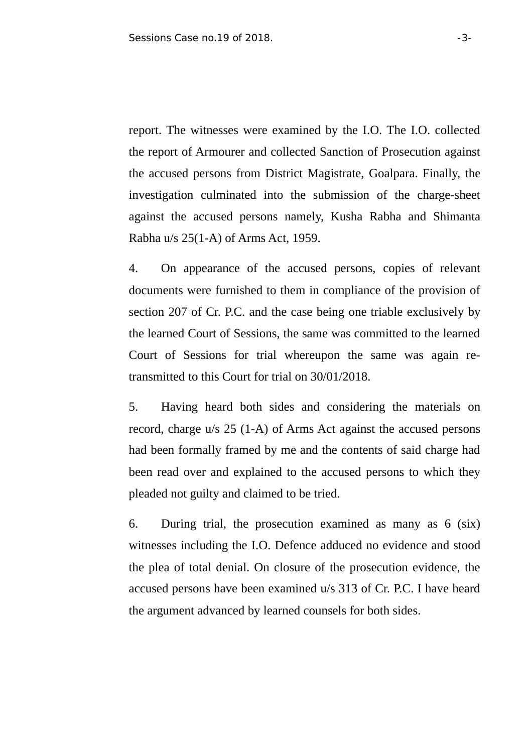report. The witnesses were examined by the I.O. The I.O. collected the report of Armourer and collected Sanction of Prosecution against the accused persons from District Magistrate, Goalpara. Finally, the investigation culminated into the submission of the charge-sheet against the accused persons namely, Kusha Rabha and Shimanta Rabha u/s 25(1-A) of Arms Act, 1959.

4. On appearance of the accused persons, copies of relevant documents were furnished to them in compliance of the provision of section 207 of Cr. P.C. and the case being one triable exclusively by the learned Court of Sessions, the same was committed to the learned Court of Sessions for trial whereupon the same was again re-transmitted to this Court for trial on 30/01/2018.

5. Having heard both sides and considering the materials on record, charge u/s 25 (1-A) of Arms Act against the accused persons had been formally framed by me and the contents of said charge had been read over and explained to the accused persons to which they pleaded not guilty and claimed to be tried.

6. During trial, the prosecution examined as many as 6 (six) witnesses including the I.O. Defence adduced no evidence and stood the plea of total denial. On closure of the prosecution evidence, the accused persons have been examined u/s 313 of Cr. P.C. I have heard the argument advanced by learned counsels for both sides.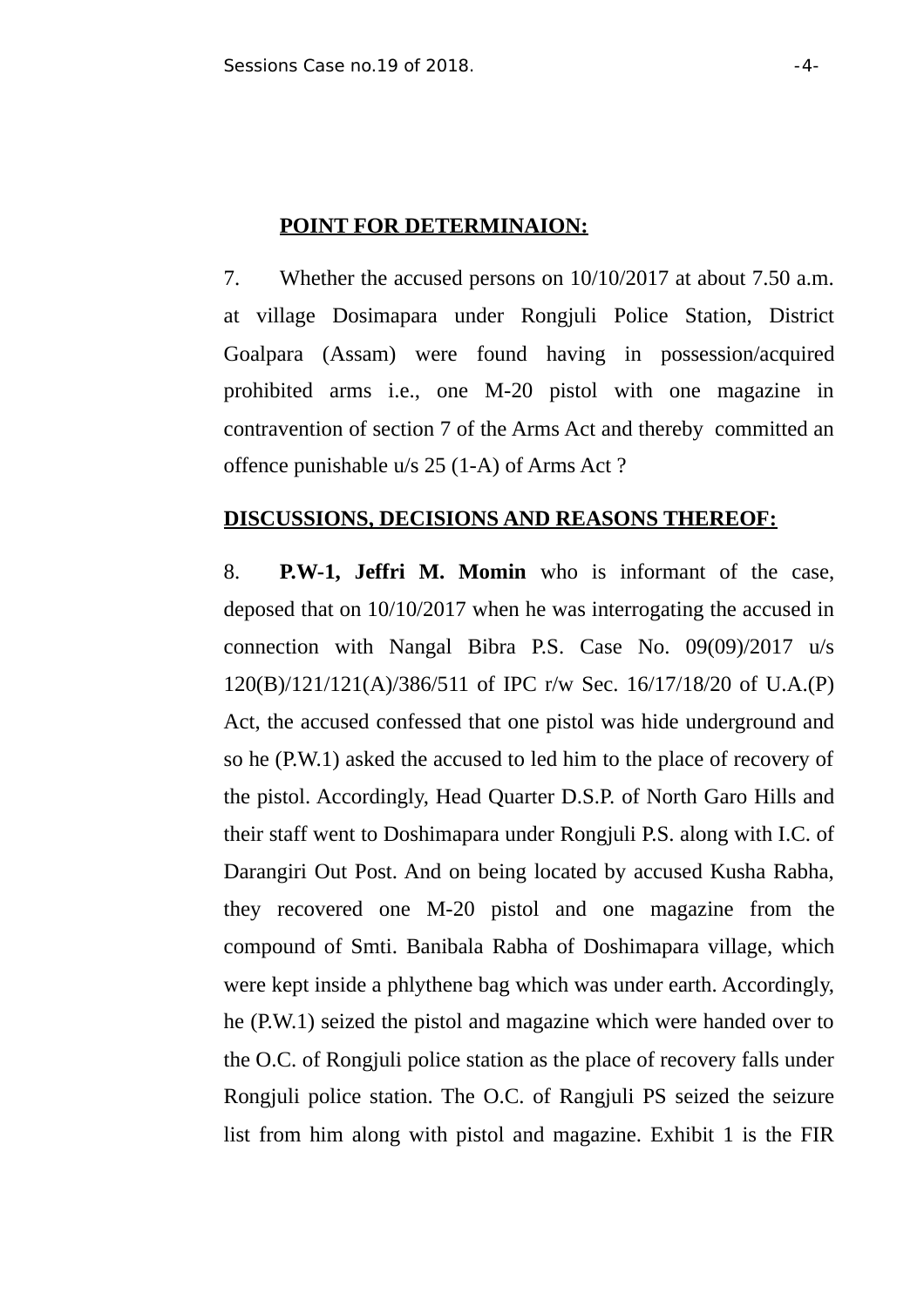**POINT FOR DETERMINAION:**

7. Whether the accused persons on 10/10/2017 at about 7.50 a.m. at village Dosimapara under Rongjuli Police Station, District Goalpara (Assam) were found having in possession/acquired prohibited arms i.e., one M-20 pistol with one magazine in contravention of section 7 of the Arms Act and thereby committed an offence punishable u/s 25 (1-A) of Arms Act ?

**DISCUSSIONS, DECISIONS AND REASONS THEREOF:**

8. **P.W-1, Jeffri M. Momin** who is informant of the case, deposed that on 10/10/2017 when he was interrogating the accused in connection with Nangal Bibra P.S. Case No. 09(09)/2017 u/s 120(B)/121/121(A)/386/511 of IPC r/w Sec. 16/17/18/20 of U.A.(P) Act, the accused confessed that one pistol was hide underground and so he (P.W.1) asked the accused to led him to the place of recovery of the pistol. Accordingly, Head Quarter D.S.P. of North Garo Hills and their staff went to Doshimapara under Rongjuli P.S. along with I.C. of Darangiri Out Post. And on being located by accused Kusha Rabha, they recovered one M-20 pistol and one magazine from the compound of Smti. Banibala Rabha of Doshimapara village, which were kept inside a phlythene bag which was under earth. Accordingly, he (P.W.1) seized the pistol and magazine which were handed over to the O.C. of Rongjuli police station as the place of recovery falls under Rongjuli police station. The O.C. of Rangjuli PS seized the seizure list from him along with pistol and magazine. Exhibit 1 is the FIR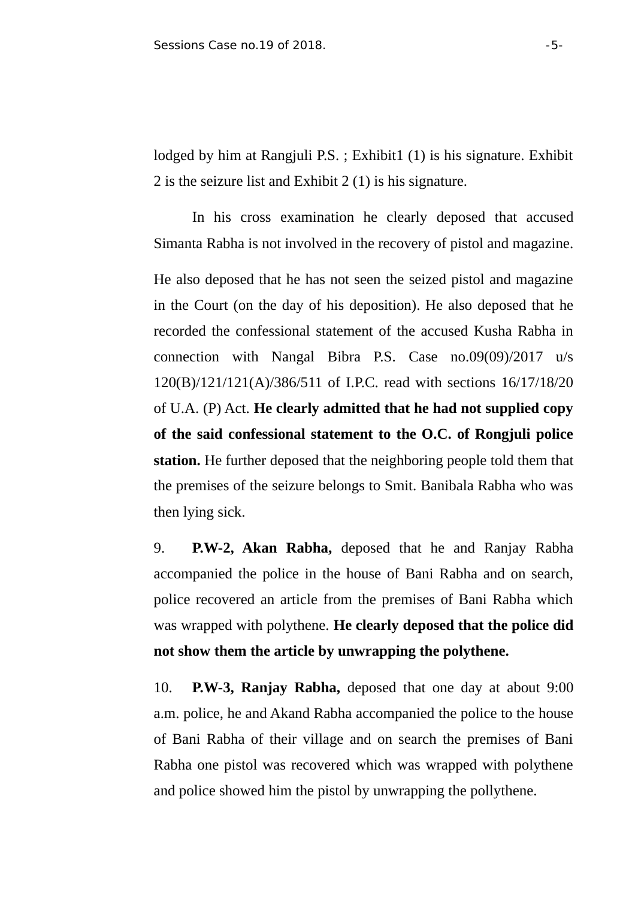lodged by him at Rangjuli P.S. ; Exhibit1 (1) is his signature. Exhibit 2 is the seizure list and Exhibit 2 (1) is his signature.

In his cross examination he clearly deposed that accused Simanta Rabha is not involved in the recovery of pistol and magazine.

He also deposed that he has not seen the seized pistol and magazine in the Court (on the day of his deposition). He also deposed that he recorded the confessional statement of the accused Kusha Rabha in connection with Nangal Bibra P.S. Case no.09(09)/2017 u/s 120(B)/121/121(A)/386/511 of I.P.C. read with sections 16/17/18/20 of U.A. (P) Act. **He clearly admitted that he had not supplied copy of the said confessional statement to the O.C. of Rongjuli police station.** He further deposed that the neighboring people told them that the premises of the seizure belongs to Smit. Banibala Rabha who was then lying sick.

9. **P.W-2, Akan Rabha,** deposed that he and Ranjay Rabha accompanied the police in the house of Bani Rabha and on search, police recovered an article from the premises of Bani Rabha which was wrapped with polythene. **He clearly deposed that the police did not show them the article by unwrapping the polythene.**

10. **P.W-3, Ranjay Rabha,** deposed that one day at about 9:00 a.m. police, he and Akand Rabha accompanied the police to the house of Bani Rabha of their village and on search the premises of Bani Rabha one pistol was recovered which was wrapped with polythene and police showed him the pistol by unwrapping the pollythene.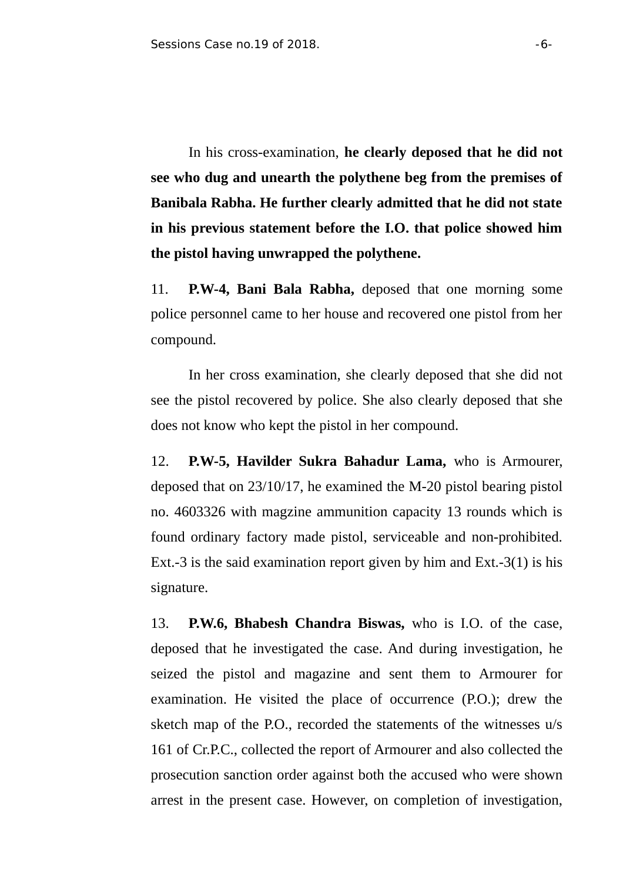In his cross-examination, **he clearly deposed that he did not see who dug and unearth the polythene beg from the premises of Banibala Rabha. He further clearly admitted that he did not state in his previous statement before the I.O. that police showed him the pistol having unwrapped the polythene.**

11. **P.W-4, Bani Bala Rabha,** deposed that one morning some police personnel came to her house and recovered one pistol from her compound.

In her cross examination, she clearly deposed that she did not see the pistol recovered by police. She also clearly deposed that she does not know who kept the pistol in her compound.

12. **P.W-5, Havilder Sukra Bahadur Lama,** who is Armourer, deposed that on 23/10/17, he examined the M-20 pistol bearing pistol no. 4603326 with magzine ammunition capacity 13 rounds which is found ordinary factory made pistol, serviceable and non-prohibited. Ext.-3 is the said examination report given by him and Ext.-3(1) is his signature.

13. **P.W.6, Bhabesh Chandra Biswas,** who is I.O. of the case, deposed that he investigated the case. And during investigation, he seized the pistol and magazine and sent them to Armourer for examination. He visited the place of occurrence (P.O.); drew the sketch map of the P.O., recorded the statements of the witnesses u/s 161 of Cr.P.C., collected the report of Armourer and also collected the prosecution sanction order against both the accused who were shown arrest in the present case. However, on completion of investigation,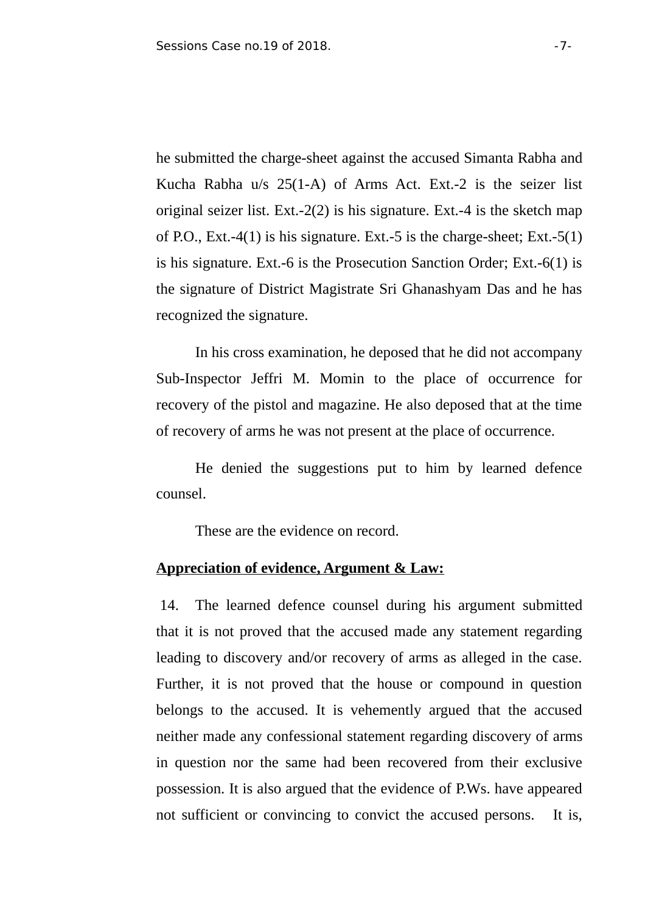he submitted the charge-sheet against the accused Simanta Rabha and Kucha Rabha u/s 25(1-A) of Arms Act. Ext.-2 is the seizer list original seizer list. Ext.-2(2) is his signature. Ext.-4 is the sketch map of P.O., Ext.-4(1) is his signature. Ext.-5 is the charge-sheet; Ext.-5(1) is his signature. Ext.-6 is the Prosecution Sanction Order; Ext.-6(1) is the signature of District Magistrate Sri Ghanashyam Das and he has recognized the signature.

In his cross examination, he deposed that he did not accompany Sub-Inspector Jeffri M. Momin to the place of occurrence for recovery of the pistol and magazine. He also deposed that at the time of recovery of arms he was not present at the place of occurrence.

He denied the suggestions put to him by learned defence counsel.

These are the evidence on record.

**Appreciation of evidence, Argument & Law:**

14. The learned defence counsel during his argument submitted that it is not proved that the accused made any statement regarding leading to discovery and/or recovery of arms as alleged in the case. Further, it is not proved that the house or compound in question belongs to the accused. It is vehemently argued that the accused neither made any confessional statement regarding discovery of arms in question nor the same had been recovered from their exclusive possession. It is also argued that the evidence of P.Ws. have appeared not sufficient or convincing to convict the accused persons. It is,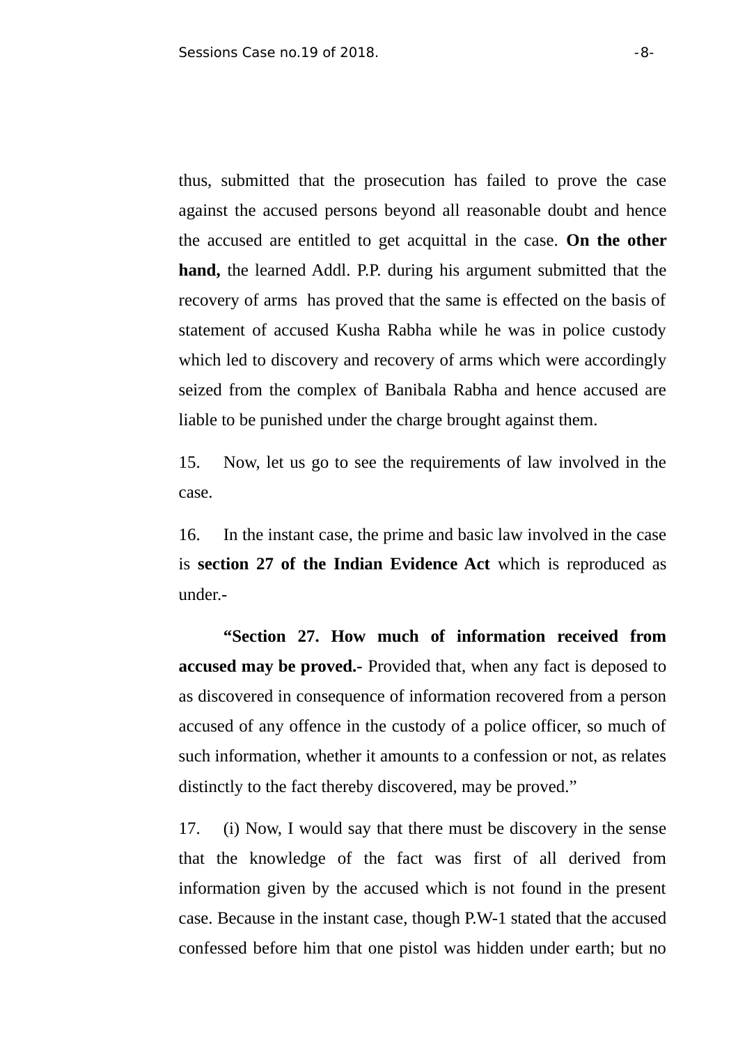thus, submitted that the prosecution has failed to prove the case against the accused persons beyond all reasonable doubt and hence the accused are entitled to get acquittal in the case. **On the other hand,** the learned Addl. P.P. during his argument submitted that the recovery of arms has proved that the same is effected on the basis of statement of accused Kusha Rabha while he was in police custody which led to discovery and recovery of arms which were accordingly seized from the complex of Banibala Rabha and hence accused are liable to be punished under the charge brought against them.

15. Now, let us go to see the requirements of law involved in the case.

16. In the instant case, the prime and basic law involved in the case is **section 27 of the Indian Evidence Act** which is reproduced as under.-

**"Section 27. How much of information received from accused may be proved.-** Provided that, when any fact is deposed to as discovered in consequence of information recovered from a person accused of any offence in the custody of a police officer, so much of such information, whether it amounts to a confession or not, as relates distinctly to the fact thereby discovered, may be proved."

17. (i) Now, I would say that there must be discovery in the sense that the knowledge of the fact was first of all derived from information given by the accused which is not found in the present case. Because in the instant case, though P.W-1 stated that the accused confessed before him that one pistol was hidden under earth; but no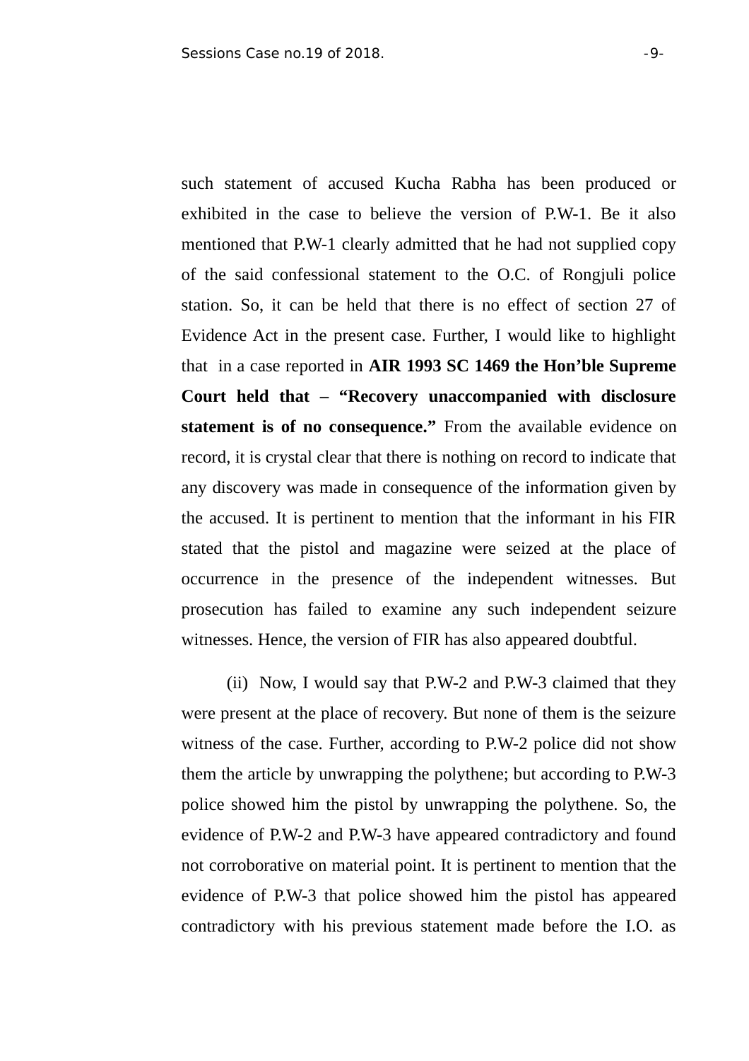such statement of accused Kucha Rabha has been produced or exhibited in the case to believe the version of P.W-1. Be it also mentioned that P.W-1 clearly admitted that he had not supplied copy of the said confessional statement to the O.C. of Rongjuli police station. So, it can be held that there is no effect of section 27 of Evidence Act in the present case. Further, I would like to highlight that in a case reported in **AIR 1993 SC 1469 the Hon'ble Supreme Court held that – "Recovery unaccompanied with disclosure statement is of no consequence."** From the available evidence on record, it is crystal clear that there is nothing on record to indicate that any discovery was made in consequence of the information given by the accused. It is pertinent to mention that the informant in his FIR stated that the pistol and magazine were seized at the place of occurrence in the presence of the independent witnesses. But prosecution has failed to examine any such independent seizure witnesses. Hence, the version of FIR has also appeared doubtful.

(ii) Now, I would say that P.W-2 and P.W-3 claimed that they were present at the place of recovery. But none of them is the seizure witness of the case. Further, according to P.W-2 police did not show them the article by unwrapping the polythene; but according to P.W-3 police showed him the pistol by unwrapping the polythene. So, the evidence of P.W-2 and P.W-3 have appeared contradictory and found not corroborative on material point. It is pertinent to mention that the evidence of P.W-3 that police showed him the pistol has appeared contradictory with his previous statement made before the I.O. as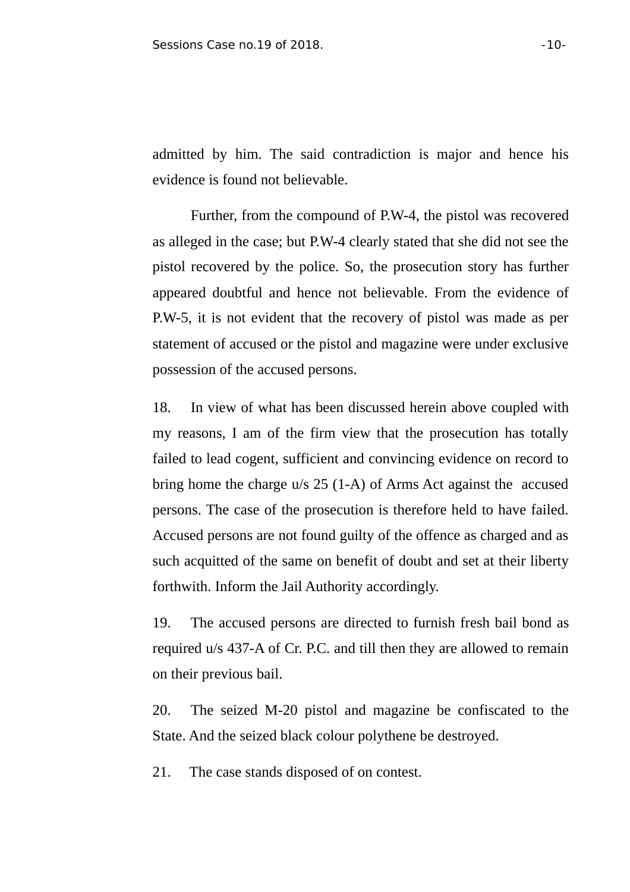admitted by him. The said contradiction is major and hence his evidence is found not believable.

Further, from the compound of P.W-4, the pistol was recovered as alleged in the case; but P.W-4 clearly stated that she did not see the pistol recovered by the police. So, the prosecution story has further appeared doubtful and hence not believable. From the evidence of P.W-5, it is not evident that the recovery of pistol was made as per statement of accused or the pistol and magazine were under exclusive possession of the accused persons.

18. In view of what has been discussed herein above coupled with my reasons, I am of the firm view that the prosecution has totally failed to lead cogent, sufficient and convincing evidence on record to bring home the charge u/s 25 (1-A) of Arms Act against the accused persons. The case of the prosecution is therefore held to have failed. Accused persons are not found guilty of the offence as charged and as such acquitted of the same on benefit of doubt and set at their liberty forthwith. Inform the Jail Authority accordingly.

19. The accused persons are directed to furnish fresh bail bond as required u/s 437-A of Cr. P.C. and till then they are allowed to remain on their previous bail.

20. The seized M-20 pistol and magazine be confiscated to the State. And the seized black colour polythene be destroyed.

21. The case stands disposed of on contest.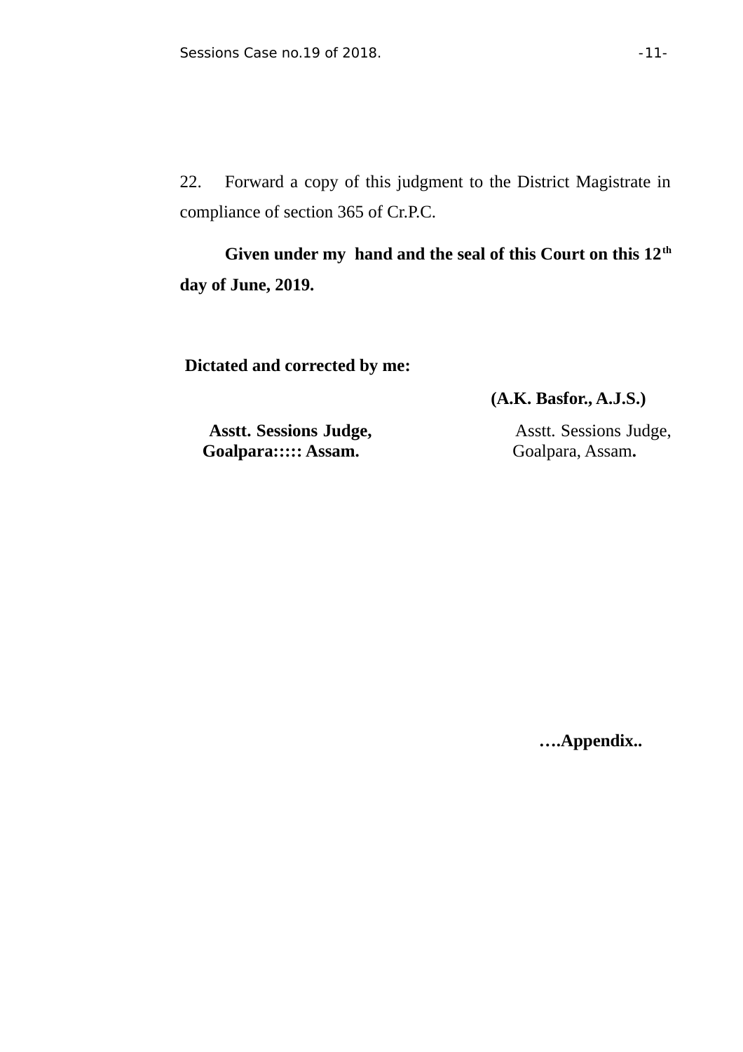22. Forward a copy of this judgment to the District Magistrate in compliance of section 365 of Cr.P.C.

**Given under my hand and the seal of this Court on this 12th day of June, 2019.**

**Dictated and corrected by me:**

**(A.K. Basfor., A.J.S.)**

| | |
|---|---|
| **Asstt. Sessions Judge,** | Asstt. Sessions Judge, |
| **Goalpara:::: Assam.** | Goalpara, Assam**.** |

**….Appendix..**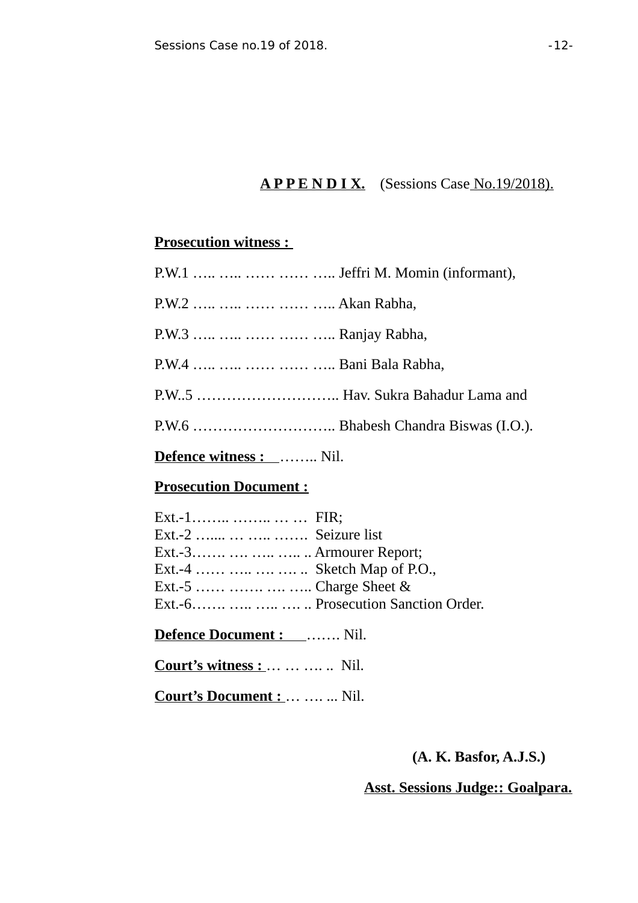**A P P E N D I X.** (Sessions Case No.19/2018).

**Prosecution witness :**

P.W.1 ….. ….. …… …… ….. Jeffri M. Momin (informant),

P.W.2 ….. ….. …… …… ….. Akan Rabha,

P.W.3 ….. ….. …… …… ….. Ranjay Rabha,

P.W.4 ….. ….. …… …… ….. Bani Bala Rabha,

P.W..5 ……………………….. Hav. Sukra Bahadur Lama and

P.W.6 ……………………….. Bhabesh Chandra Biswas (I.O.).

**Defence witness :** …….. Nil.

**Prosecution Document :**

Ext.-1…….. …….. … … FIR;
Ext.-2 ….... … ….. ……. Seizure list
Ext.-3……. …. ….. ….. .. Armourer Report;
Ext.-4 …… ….. …. …. .. Sketch Map of P.O.,
Ext.-5 …… ……. …. ….. Charge Sheet &
Ext.-6……. ….. ….. …. .. Prosecution Sanction Order.

**Defence Document :** ……. Nil.

**Court's witness :** … … …. .. Nil.

**Court's Document :** … …. ... Nil.

**(A. K. Basfor, A.J.S.)**

**Asst. Sessions Judge:: Goalpara.**